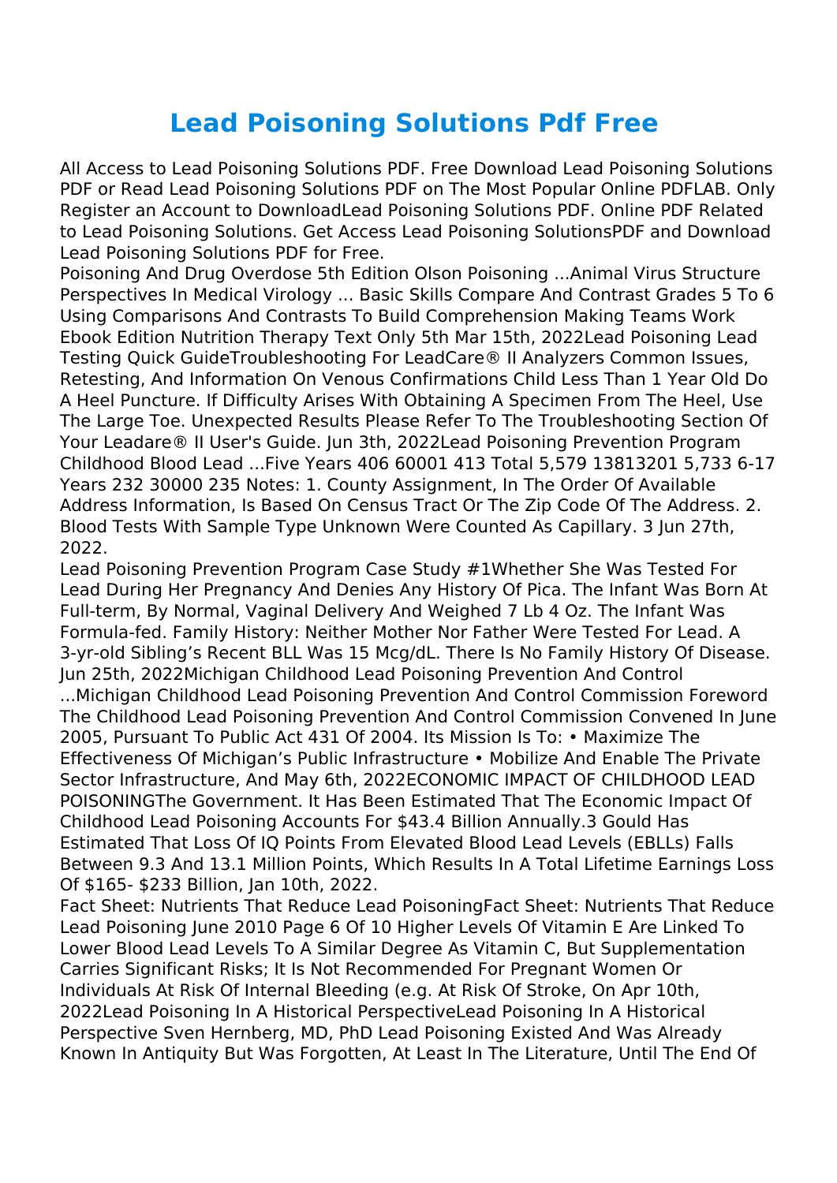# Lead Poisoning Solutions Pdf Free

All Access to Lead Poisoning Solutions PDF. Free Download Lead Poisoning Solutions PDF or Read Lead Poisoning Solutions PDF on The Most Popular Online PDFLAB. Only Register an Account to DownloadLead Poisoning Solutions PDF. Online PDF Related to Lead Poisoning Solutions. Get Access Lead Poisoning SolutionsPDF and Download Lead Poisoning Solutions PDF for Free.

Poisoning And Drug Overdose 5th Edition Olson Poisoning ...Animal Virus Structure Perspectives In Medical Virology ... Basic Skills Compare And Contrast Grades 5 To 6 Using Comparisons And Contrasts To Build Comprehension Making Teams Work Ebook Edition Nutrition Therapy Text Only 5th Mar 15th, 2022Lead Poisoning Lead Testing Quick GuideTroubleshooting For LeadCare® II Analyzers Common Issues, Retesting, And Information On Venous Confirmations Child Less Than 1 Year Old Do A Heel Puncture. If Difficulty Arises With Obtaining A Specimen From The Heel, Use The Large Toe. Unexpected Results Please Refer To The Troubleshooting Section Of Your Leadare® II User's Guide. Jun 3th, 2022Lead Poisoning Prevention Program Childhood Blood Lead ...Five Years 406 60001 413 Total 5,579 13813201 5,733 6-17 Years 232 30000 235 Notes: 1. County Assignment, In The Order Of Available Address Information, Is Based On Census Tract Or The Zip Code Of The Address. 2. Blood Tests With Sample Type Unknown Were Counted As Capillary. 3 Jun 27th, 2022.

Lead Poisoning Prevention Program Case Study #1Whether She Was Tested For Lead During Her Pregnancy And Denies Any History Of Pica. The Infant Was Born At Full-term, By Normal, Vaginal Delivery And Weighed 7 Lb 4 Oz. The Infant Was Formula-fed. Family History: Neither Mother Nor Father Were Tested For Lead. A 3-yr-old Sibling's Recent BLL Was 15 Mcg/dL. There Is No Family History Of Disease. Jun 25th, 2022Michigan Childhood Lead Poisoning Prevention And Control ...Michigan Childhood Lead Poisoning Prevention And Control Commission Foreword The Childhood Lead Poisoning Prevention And Control Commission Convened In June 2005, Pursuant To Public Act 431 Of 2004. Its Mission Is To: • Maximize The Effectiveness Of Michigan's Public Infrastructure • Mobilize And Enable The Private Sector Infrastructure, And May 6th, 2022ECONOMIC IMPACT OF CHILDHOOD LEAD POISONINGThe Government. It Has Been Estimated That The Economic Impact Of Childhood Lead Poisoning Accounts For $43.4 Billion Annually.3 Gould Has Estimated That Loss Of IQ Points From Elevated Blood Lead Levels (EBLLs) Falls Between 9.3 And 13.1 Million Points, Which Results In A Total Lifetime Earnings Loss Of $165- $233 Billion, Jan 10th, 2022.

Fact Sheet: Nutrients That Reduce Lead PoisoningFact Sheet: Nutrients That Reduce Lead Poisoning June 2010 Page 6 Of 10 Higher Levels Of Vitamin E Are Linked To Lower Blood Lead Levels To A Similar Degree As Vitamin C, But Supplementation Carries Significant Risks; It Is Not Recommended For Pregnant Women Or Individuals At Risk Of Internal Bleeding (e.g. At Risk Of Stroke, On Apr 10th, 2022Lead Poisoning In A Historical PerspectiveLead Poisoning In A Historical Perspective Sven Hernberg, MD, PhD Lead Poisoning Existed And Was Already Known In Antiquity But Was Forgotten, At Least In The Literature, Until The End Of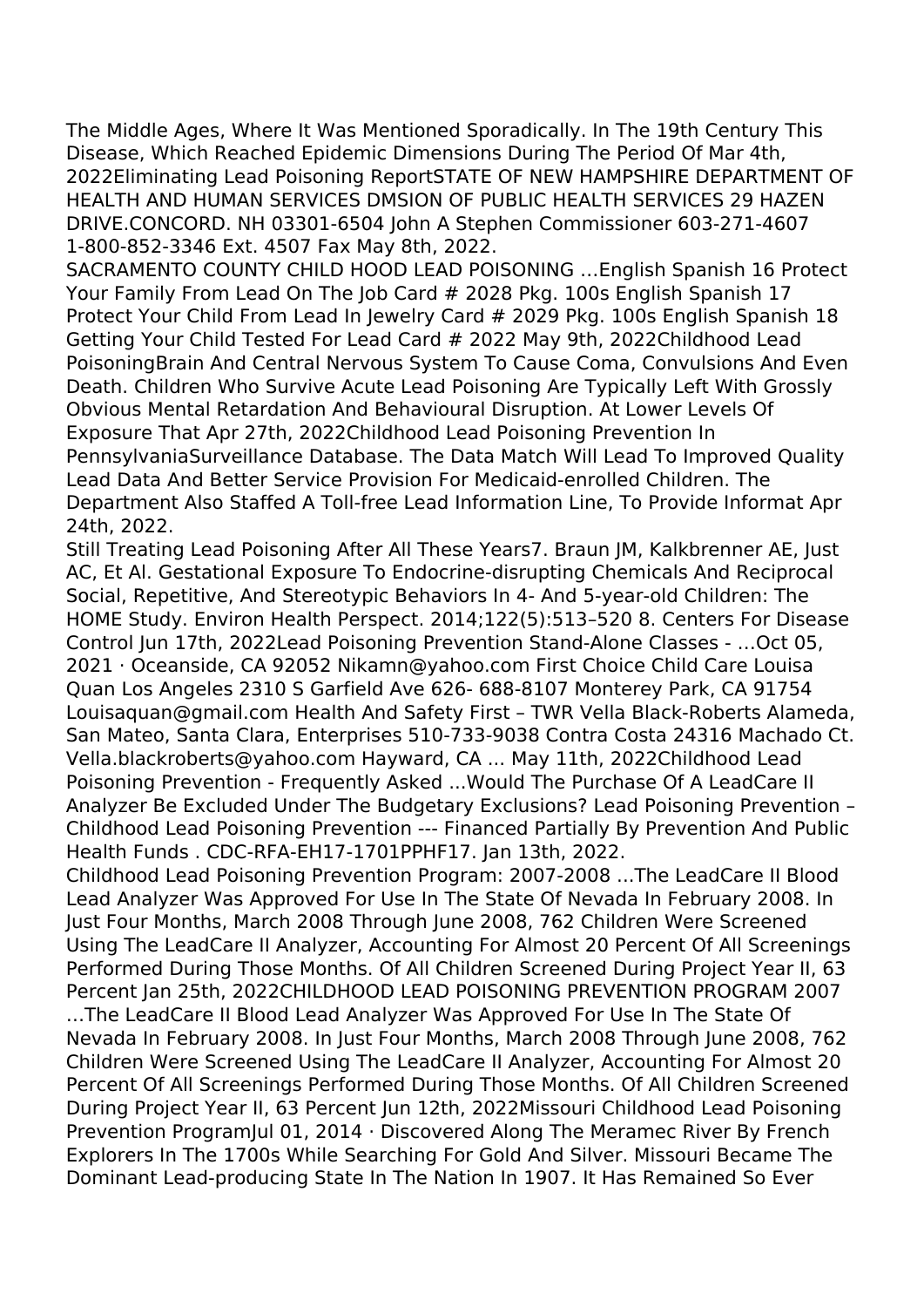The Middle Ages, Where It Was Mentioned Sporadically. In The 19th Century This Disease, Which Reached Epidemic Dimensions During The Period Of Mar 4th, 2022Eliminating Lead Poisoning ReportSTATE OF NEW HAMPSHIRE DEPARTMENT OF HEALTH AND HUMAN SERVICES DMSION OF PUBLIC HEALTH SERVICES 29 HAZEN DRIVE.CONCORD. NH 03301-6504 John A Stephen Commissioner 603-271-4607 1-800-852-3346 Ext. 4507 Fax May 8th, 2022.

SACRAMENTO COUNTY CHILD HOOD LEAD POISONING …English Spanish 16 Protect Your Family From Lead On The Job Card # 2028 Pkg. 100s English Spanish 17 Protect Your Child From Lead In Jewelry Card # 2029 Pkg. 100s English Spanish 18 Getting Your Child Tested For Lead Card # 2022 May 9th, 2022Childhood Lead PoisoningBrain And Central Nervous System To Cause Coma, Convulsions And Even Death. Children Who Survive Acute Lead Poisoning Are Typically Left With Grossly Obvious Mental Retardation And Behavioural Disruption. At Lower Levels Of Exposure That Apr 27th, 2022Childhood Lead Poisoning Prevention In PennsylvaniaSurveillance Database. The Data Match Will Lead To Improved Quality Lead Data And Better Service Provision For Medicaid-enrolled Children. The Department Also Staffed A Toll-free Lead Information Line, To Provide Informat Apr 24th, 2022.

Still Treating Lead Poisoning After All These Years7. Braun JM, Kalkbrenner AE, Just AC, Et Al. Gestational Exposure To Endocrine-disrupting Chemicals And Reciprocal Social, Repetitive, And Stereotypic Behaviors In 4- And 5-year-old Children: The HOME Study. Environ Health Perspect. 2014;122(5):513–520 8. Centers For Disease Control Jun 17th, 2022Lead Poisoning Prevention Stand-Alone Classes - …Oct 05, 2021 · Oceanside, CA 92052 Nikamn@yahoo.com First Choice Child Care Louisa Quan Los Angeles 2310 S Garfield Ave 626- 688-8107 Monterey Park, CA 91754 Louisaquan@gmail.com Health And Safety First – TWR Vella Black-Roberts Alameda, San Mateo, Santa Clara, Enterprises 510-733-9038 Contra Costa 24316 Machado Ct. Vella.blackroberts@yahoo.com Hayward, CA ... May 11th, 2022Childhood Lead Poisoning Prevention - Frequently Asked ...Would The Purchase Of A LeadCare II Analyzer Be Excluded Under The Budgetary Exclusions? Lead Poisoning Prevention – Childhood Lead Poisoning Prevention --- Financed Partially By Prevention And Public Health Funds . CDC-RFA-EH17-1701PPHF17. Jan 13th, 2022.

Childhood Lead Poisoning Prevention Program: 2007-2008 ...The LeadCare II Blood Lead Analyzer Was Approved For Use In The State Of Nevada In February 2008. In Just Four Months, March 2008 Through June 2008, 762 Children Were Screened Using The LeadCare II Analyzer, Accounting For Almost 20 Percent Of All Screenings Performed During Those Months. Of All Children Screened During Project Year II, 63 Percent Jan 25th, 2022CHILDHOOD LEAD POISONING PREVENTION PROGRAM 2007 …The LeadCare II Blood Lead Analyzer Was Approved For Use In The State Of Nevada In February 2008. In Just Four Months, March 2008 Through June 2008, 762 Children Were Screened Using The LeadCare II Analyzer, Accounting For Almost 20 Percent Of All Screenings Performed During Those Months. Of All Children Screened During Project Year II, 63 Percent Jun 12th, 2022Missouri Childhood Lead Poisoning Prevention ProgramJul 01, 2014 · Discovered Along The Meramec River By French Explorers In The 1700s While Searching For Gold And Silver. Missouri Became The Dominant Lead-producing State In The Nation In 1907. It Has Remained So Ever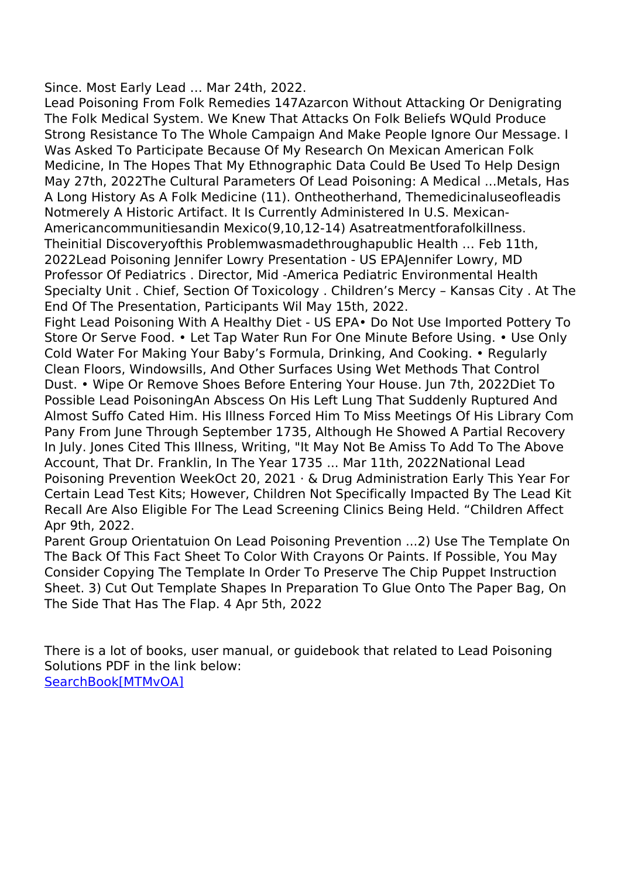Since. Most Early Lead ... Mar 24th, 2022.

Lead Poisoning From Folk Remedies 147Azarcon Without Attacking Or Denigrating The Folk Medical System. We Knew That Attacks On Folk Beliefs WQuld Produce Strong Resistance To The Whole Campaign And Make People Ignore Our Message. I Was Asked To Participate Because Of My Research On Mexican American Folk Medicine, In The Hopes That My Ethnographic Data Could Be Used To Help Design May 27th, 2022The Cultural Parameters Of Lead Poisoning: A Medical ...Metals, Has A Long History As A Folk Medicine (11). Ontheotherhand, Themedicinaluseofleadis Notmerely A Historic Artifact. It Is Currently Administered In U.S. Mexican-Americancommunitiesandin Mexico(9,10,12-14) Asatreatmentforafolkillness. Theinitial Discoveryofthis Problemwasmadethroughapublic Health ... Feb 11th, 2022Lead Poisoning Jennifer Lowry Presentation - US EPAJennifer Lowry, MD Professor Of Pediatrics . Director, Mid -America Pediatric Environmental Health Specialty Unit . Chief, Section Of Toxicology . Children's Mercy – Kansas City . At The End Of The Presentation, Participants Wil May 15th, 2022.

Fight Lead Poisoning With A Healthy Diet - US EPA• Do Not Use Imported Pottery To Store Or Serve Food. • Let Tap Water Run For One Minute Before Using. • Use Only Cold Water For Making Your Baby's Formula, Drinking, And Cooking. • Regularly Clean Floors, Windowsills, And Other Surfaces Using Wet Methods That Control Dust. • Wipe Or Remove Shoes Before Entering Your House. Jun 7th, 2022Diet To Possible Lead PoisoningAn Abscess On His Left Lung That Suddenly Ruptured And Almost Suffo Cated Him. His Illness Forced Him To Miss Meetings Of His Library Com Pany From June Through September 1735, Although He Showed A Partial Recovery In July. Jones Cited This Illness, Writing, "It May Not Be Amiss To Add To The Above Account, That Dr. Franklin, In The Year 1735 ... Mar 11th, 2022National Lead Poisoning Prevention WeekOct 20, 2021 · & Drug Administration Early This Year For Certain Lead Test Kits; However, Children Not Specifically Impacted By The Lead Kit Recall Are Also Eligible For The Lead Screening Clinics Being Held. "Children Affect Apr 9th, 2022.

Parent Group Orientatuion On Lead Poisoning Prevention ...2) Use The Template On The Back Of This Fact Sheet To Color With Crayons Or Paints. If Possible, You May Consider Copying The Template In Order To Preserve The Chip Puppet Instruction Sheet. 3) Cut Out Template Shapes In Preparation To Glue Onto The Paper Bag, On The Side That Has The Flap. 4 Apr 5th, 2022

There is a lot of books, user manual, or guidebook that related to Lead Poisoning Solutions PDF in the link below:
SearchBook[MTMvOA]